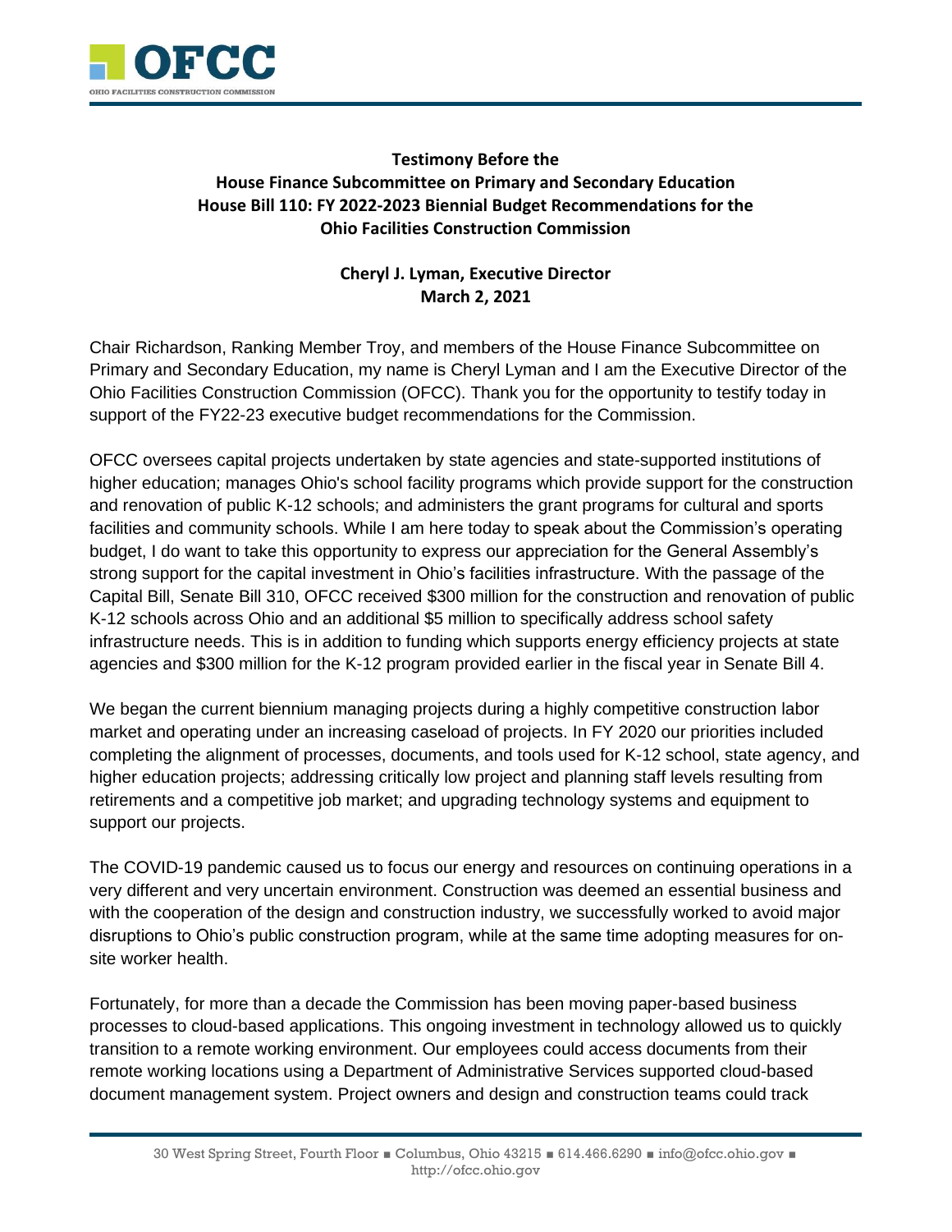**Testimony Before the House Finance Subcommittee on Primary and Secondary Education House Bill 110: FY 2022-2023 Biennial Budget Recommendations for the Ohio Facilities Construction Commission**

**Cheryl J. Lyman, Executive Director**
**March 2, 2021**

Chair Richardson, Ranking Member Troy, and members of the House Finance Subcommittee on Primary and Secondary Education, my name is Cheryl Lyman and I am the Executive Director of the Ohio Facilities Construction Commission (OFCC). Thank you for the opportunity to testify today in support of the FY22-23 executive budget recommendations for the Commission.

OFCC oversees capital projects undertaken by state agencies and state-supported institutions of higher education; manages Ohio's school facility programs which provide support for the construction and renovation of public K-12 schools; and administers the grant programs for cultural and sports facilities and community schools. While I am here today to speak about the Commission's operating budget, I do want to take this opportunity to express our appreciation for the General Assembly's strong support for the capital investment in Ohio's facilities infrastructure. With the passage of the Capital Bill, Senate Bill 310, OFCC received $300 million for the construction and renovation of public K-12 schools across Ohio and an additional $5 million to specifically address school safety infrastructure needs. This is in addition to funding which supports energy efficiency projects at state agencies and $300 million for the K-12 program provided earlier in the fiscal year in Senate Bill 4.

We began the current biennium managing projects during a highly competitive construction labor market and operating under an increasing caseload of projects. In FY 2020 our priorities included completing the alignment of processes, documents, and tools used for K-12 school, state agency, and higher education projects; addressing critically low project and planning staff levels resulting from retirements and a competitive job market; and upgrading technology systems and equipment to support our projects.

The COVID-19 pandemic caused us to focus our energy and resources on continuing operations in a very different and very uncertain environment. Construction was deemed an essential business and with the cooperation of the design and construction industry, we successfully worked to avoid major disruptions to Ohio's public construction program, while at the same time adopting measures for on-site worker health.

Fortunately, for more than a decade the Commission has been moving paper-based business processes to cloud-based applications. This ongoing investment in technology allowed us to quickly transition to a remote working environment. Our employees could access documents from their remote working locations using a Department of Administrative Services supported cloud-based document management system. Project owners and design and construction teams could track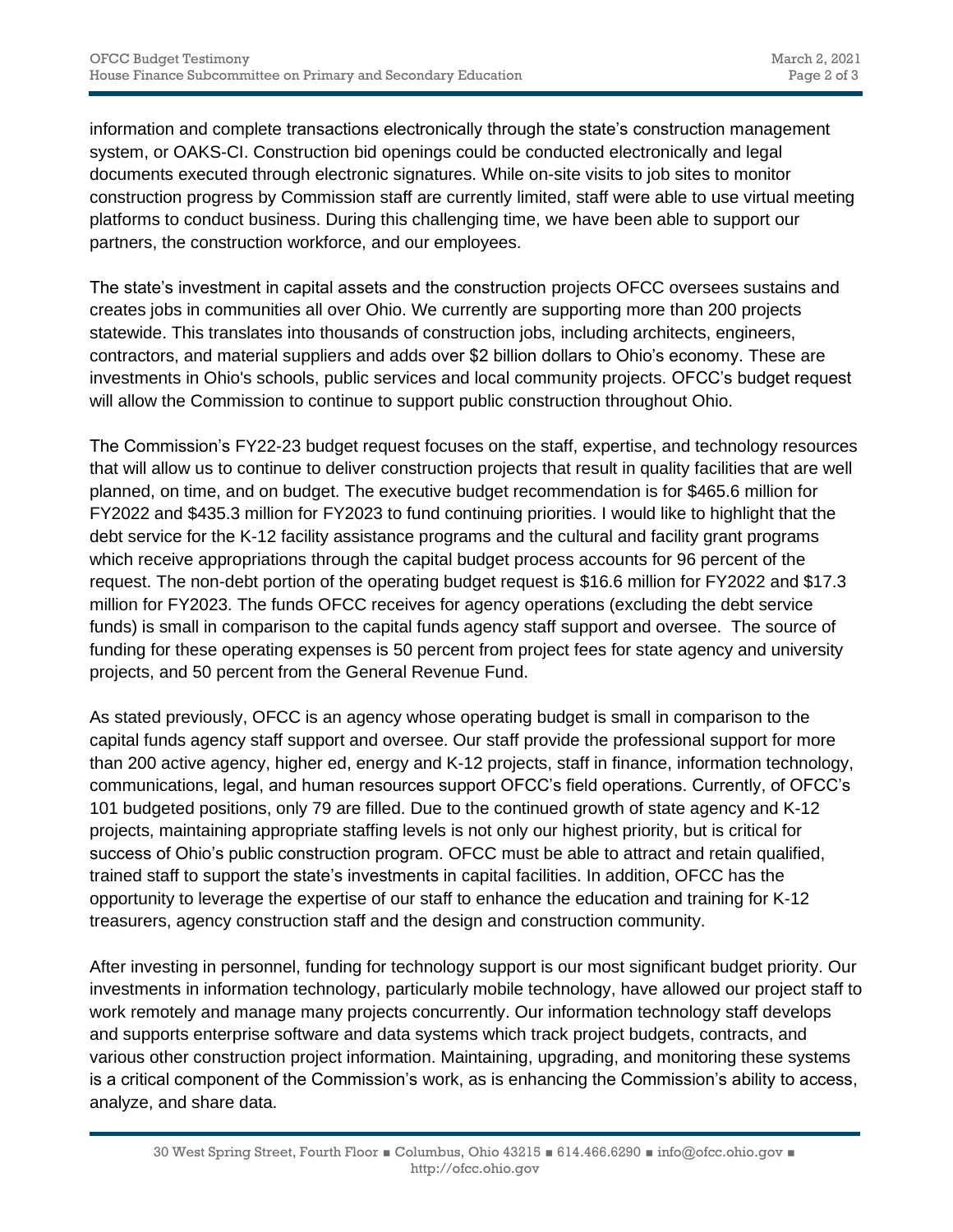information and complete transactions electronically through the state's construction management system, or OAKS-CI. Construction bid openings could be conducted electronically and legal documents executed through electronic signatures. While on-site visits to job sites to monitor construction progress by Commission staff are currently limited, staff were able to use virtual meeting platforms to conduct business. During this challenging time, we have been able to support our partners, the construction workforce, and our employees.

The state's investment in capital assets and the construction projects OFCC oversees sustains and creates jobs in communities all over Ohio. We currently are supporting more than 200 projects statewide. This translates into thousands of construction jobs, including architects, engineers, contractors, and material suppliers and adds over $2 billion dollars to Ohio's economy. These are investments in Ohio's schools, public services and local community projects. OFCC's budget request will allow the Commission to continue to support public construction throughout Ohio.

The Commission's FY22-23 budget request focuses on the staff, expertise, and technology resources that will allow us to continue to deliver construction projects that result in quality facilities that are well planned, on time, and on budget. The executive budget recommendation is for $465.6 million for FY2022 and $435.3 million for FY2023 to fund continuing priorities. I would like to highlight that the debt service for the K-12 facility assistance programs and the cultural and facility grant programs which receive appropriations through the capital budget process accounts for 96 percent of the request. The non-debt portion of the operating budget request is $16.6 million for FY2022 and $17.3 million for FY2023. The funds OFCC receives for agency operations (excluding the debt service funds) is small in comparison to the capital funds agency staff support and oversee. The source of funding for these operating expenses is 50 percent from project fees for state agency and university projects, and 50 percent from the General Revenue Fund.

As stated previously, OFCC is an agency whose operating budget is small in comparison to the capital funds agency staff support and oversee. Our staff provide the professional support for more than 200 active agency, higher ed, energy and K-12 projects, staff in finance, information technology, communications, legal, and human resources support OFCC's field operations. Currently, of OFCC's 101 budgeted positions, only 79 are filled. Due to the continued growth of state agency and K-12 projects, maintaining appropriate staffing levels is not only our highest priority, but is critical for success of Ohio's public construction program. OFCC must be able to attract and retain qualified, trained staff to support the state's investments in capital facilities. In addition, OFCC has the opportunity to leverage the expertise of our staff to enhance the education and training for K-12 treasurers, agency construction staff and the design and construction community.

After investing in personnel, funding for technology support is our most significant budget priority. Our investments in information technology, particularly mobile technology, have allowed our project staff to work remotely and manage many projects concurrently. Our information technology staff develops and supports enterprise software and data systems which track project budgets, contracts, and various other construction project information. Maintaining, upgrading, and monitoring these systems is a critical component of the Commission's work, as is enhancing the Commission's ability to access, analyze, and share data.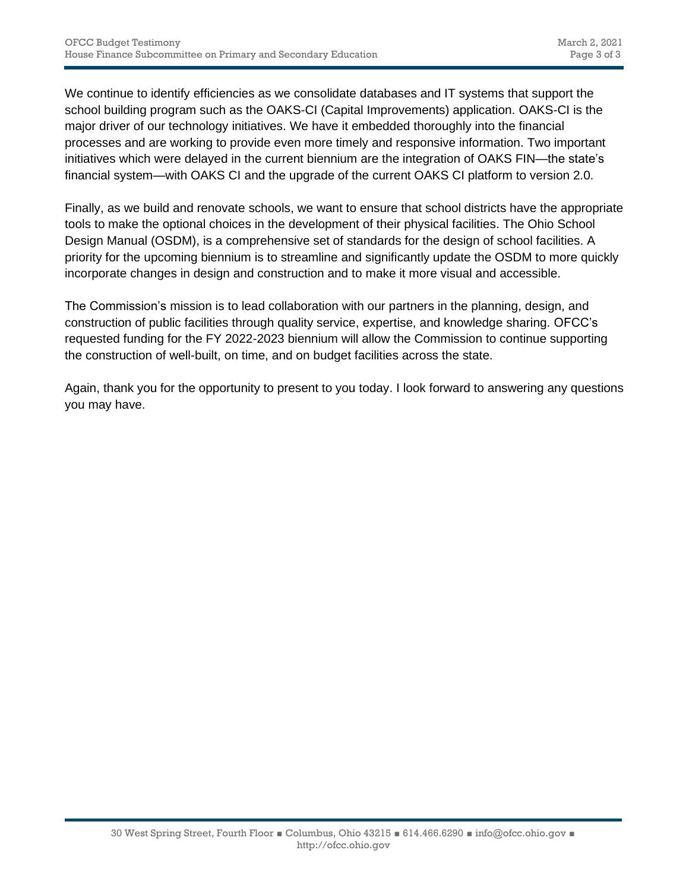We continue to identify efficiencies as we consolidate databases and IT systems that support the school building program such as the OAKS-CI (Capital Improvements) application. OAKS-CI is the major driver of our technology initiatives. We have it embedded thoroughly into the financial processes and are working to provide even more timely and responsive information. Two important initiatives which were delayed in the current biennium are the integration of OAKS FIN—the state's financial system—with OAKS CI and the upgrade of the current OAKS CI platform to version 2.0.

Finally, as we build and renovate schools, we want to ensure that school districts have the appropriate tools to make the optional choices in the development of their physical facilities. The Ohio School Design Manual (OSDM), is a comprehensive set of standards for the design of school facilities. A priority for the upcoming biennium is to streamline and significantly update the OSDM to more quickly incorporate changes in design and construction and to make it more visual and accessible.

The Commission's mission is to lead collaboration with our partners in the planning, design, and construction of public facilities through quality service, expertise, and knowledge sharing. OFCC's requested funding for the FY 2022-2023 biennium will allow the Commission to continue supporting the construction of well-built, on time, and on budget facilities across the state.

Again, thank you for the opportunity to present to you today. I look forward to answering any questions you may have.